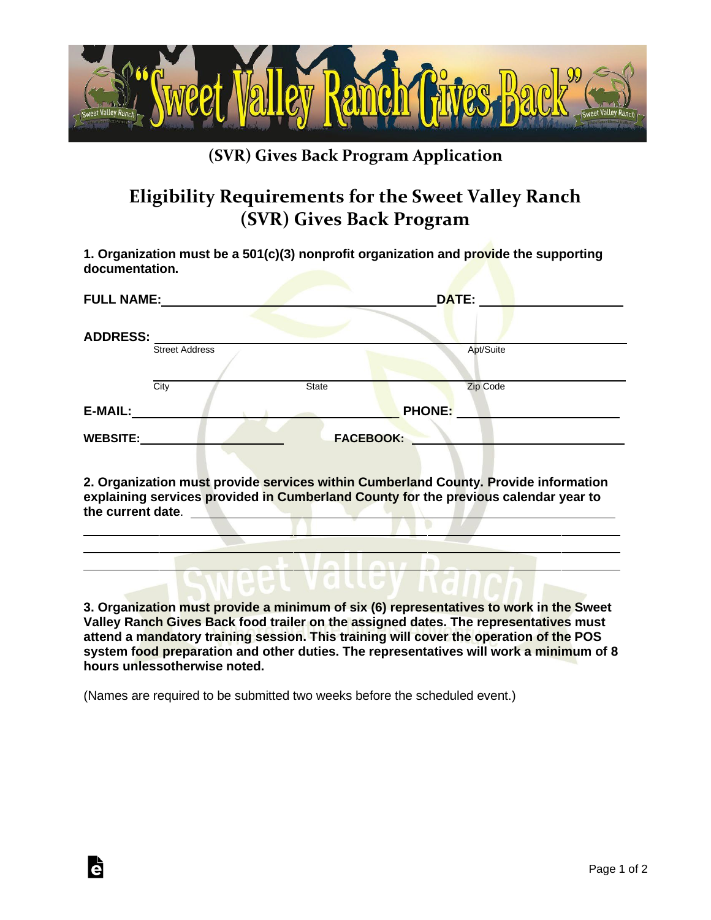"Sweet Valley Ranch Gives Back"

**(SVR) Gives Back Program Application**

# Eligibility Requirements for the Sweet Valley Ranch (SVR) Gives Back Program

**1. Organization must be a 501(c)(3) nonprofit organization and provide the supporting documentation.**

**FULL NAME:** ______________________________ **DATE:** ____________________

**ADDRESS:** ____________________________________________________________
Street Address Apt/Suite

____________________________________________________________
City State Zip Code

**E-MAIL:** ______________________________ **PHONE:** ____________________

**WEBSITE:** ____________________ **FACEBOOK:** ______________________________

**2. Organization must provide services within Cumberland County. Provide information explaining services provided in Cumberland County for the previous calendar year to the current date.** ____________________________________________

____________________________________________________________

____________________________________________________________

____________________________________________________________

**3. Organization must provide a minimum of six (6) representatives to work in the Sweet Valley Ranch Gives Back food trailer on the assigned dates. The representatives must attend a mandatory training session. This training will cover the operation of the POS system food preparation and other duties. The representatives will work a minimum of 8 hours unlessotherwise noted.**

(Names are required to be submitted two weeks before the scheduled event.)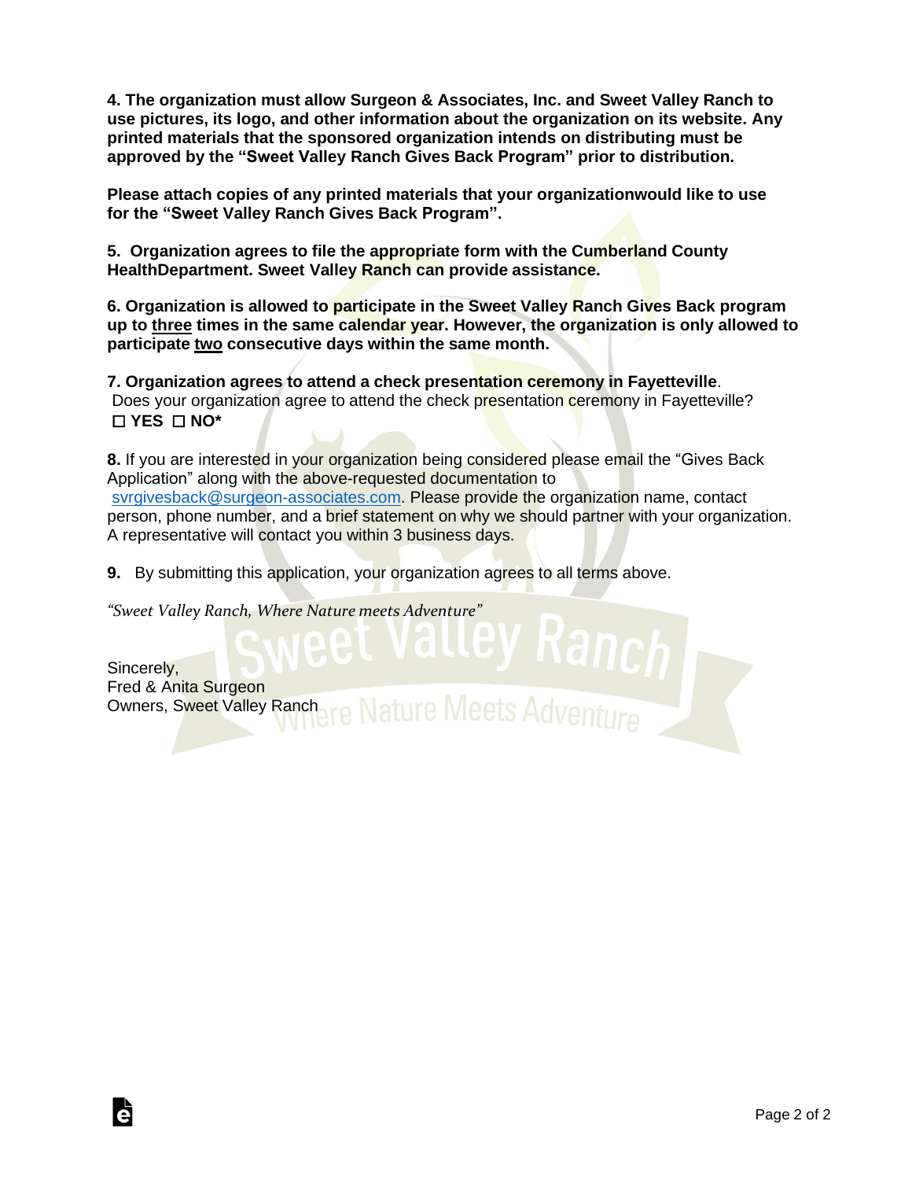**4. The organization must allow Surgeon & Associates, Inc. and Sweet Valley Ranch to use pictures, its logo, and other information about the organization on its website. Any printed materials that the sponsored organization intends on distributing must be approved by the "Sweet Valley Ranch Gives Back Program" prior to distribution.**

**Please attach copies of any printed materials that your organizationwould like to use for the "Sweet Valley Ranch Gives Back Program".**

**5. Organization agrees to file the appropriate form with the Cumberland County HealthDepartment. Sweet Valley Ranch can provide assistance.**

**6. Organization is allowed to participate in the Sweet Valley Ranch Gives Back program up to <u>three</u> times in the same calendar year. However, the organization is only allowed to participate <u>two</u> consecutive days within the same month.**

**7. Organization agrees to attend a check presentation ceremony in Fayetteville**.
Does your organization agree to attend the check presentation ceremony in Fayetteville?
**☐ YES ☐ NO***

**8.** If you are interested in your organization being considered please email the "Gives Back Application" along with the above-requested documentation to svrgivesback@surgeon-associates.com. Please provide the organization name, contact person, phone number, and a brief statement on why we should partner with your organization. A representative will contact you within 3 business days.

**9.** By submitting this application, your organization agrees to all terms above.

*"Sweet Valley Ranch, Where Nature meets Adventure"*

Sincerely,
Fred & Anita Surgeon
Owners, Sweet Valley Ranch